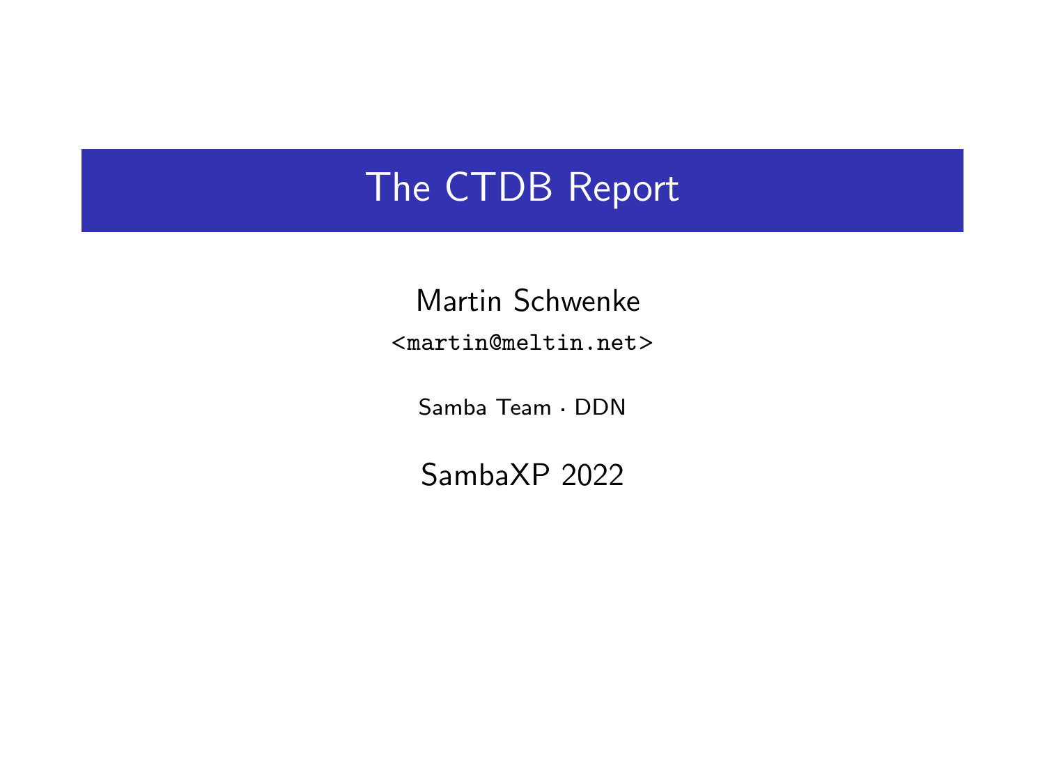# The CTDB Report

Martin Schwenke

<martin@meltin.net>

Samba Team · DDN

SambaXP 2022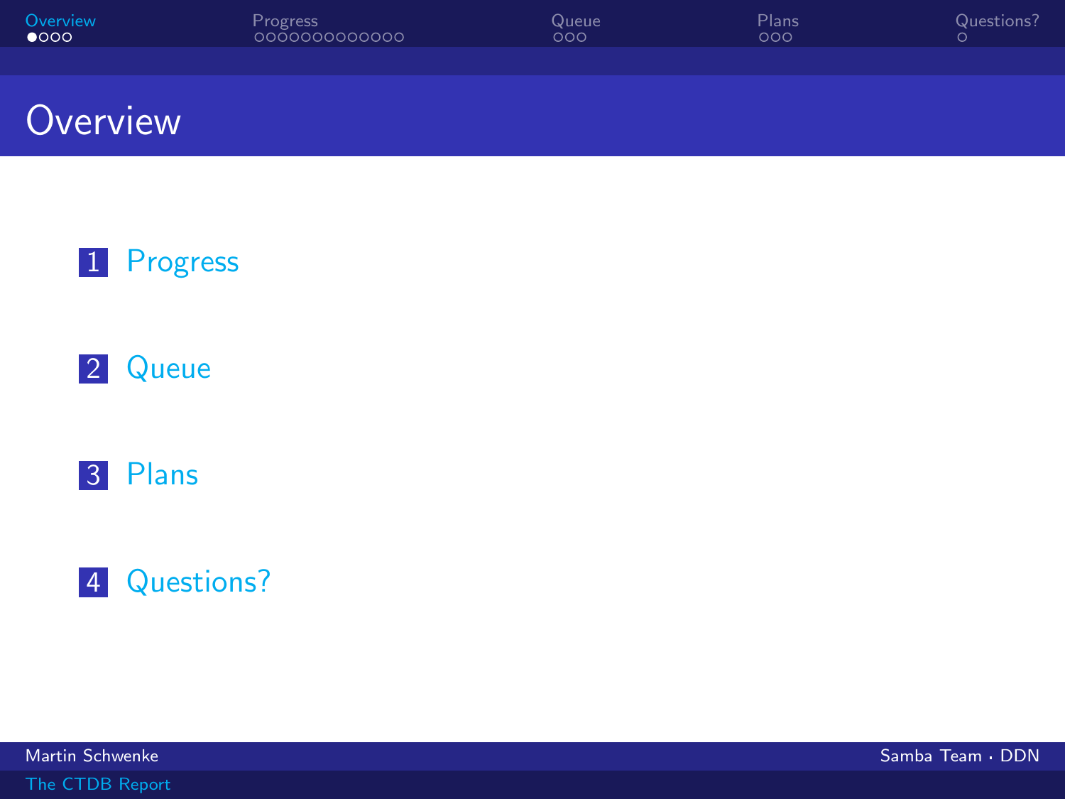# Overview

1. Progress
2. Queue
3. Plans
4. Questions?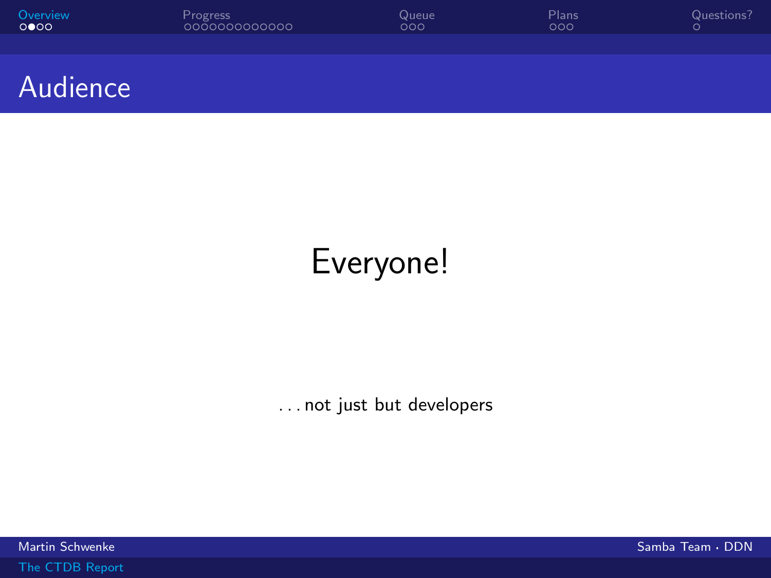# Audience

Everyone!

. . . not just but developers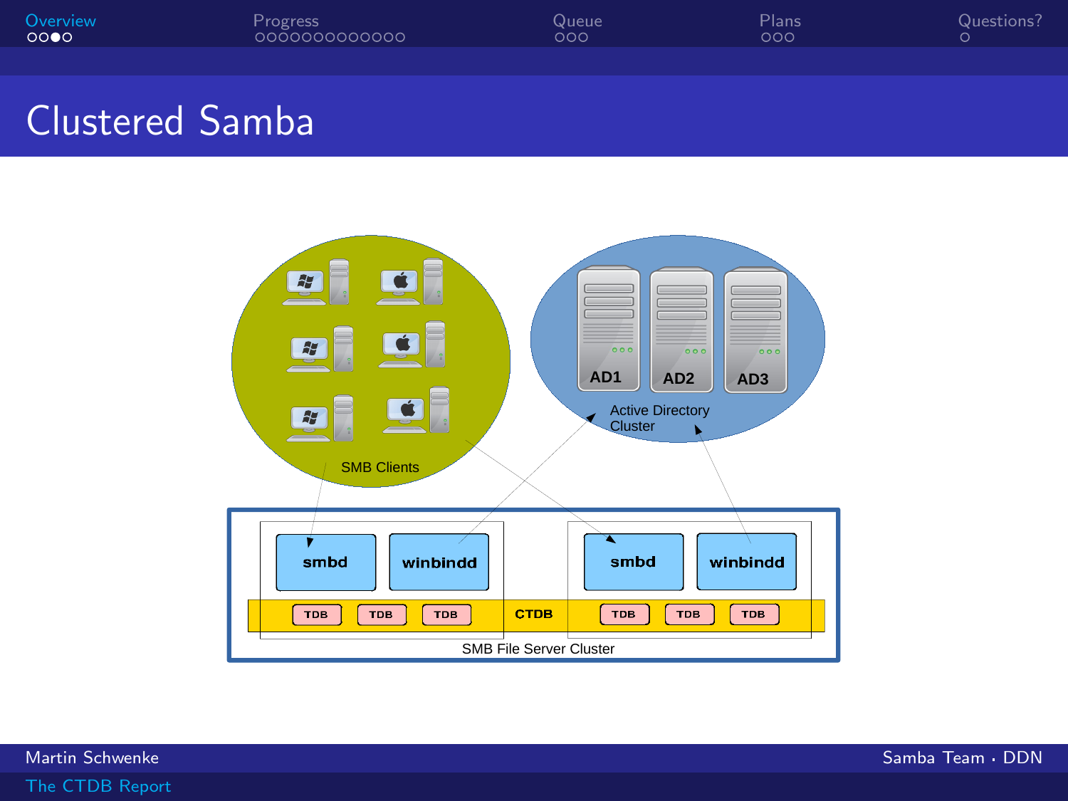# Clustered Samba

SMB Clients

AD1 AD2 AD3

Active Directory Cluster

smbd winbindd smbd winbindd

TDB TDB TDB CTDB TDB TDB TDB

SMB File Server Cluster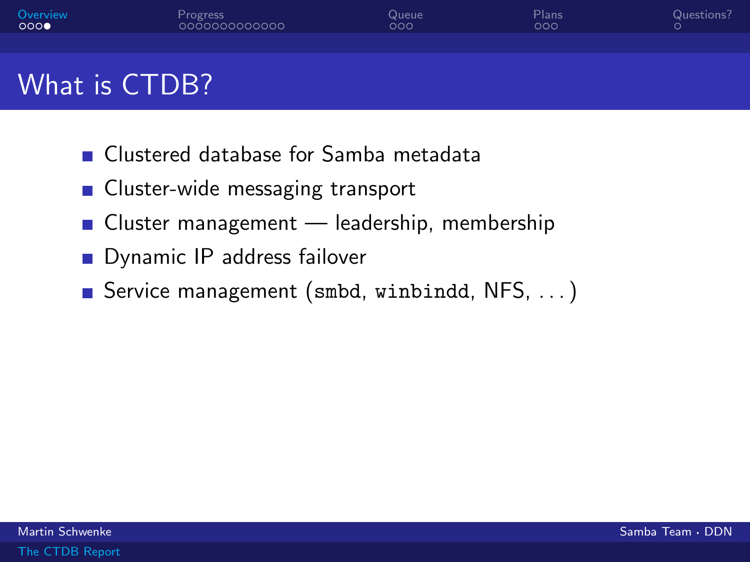# What is CTDB?

- Clustered database for Samba metadata
- Cluster-wide messaging transport
- Cluster management — leadership, membership
- Dynamic IP address failover
- Service management (`smbd`, `winbindd`, NFS, ...)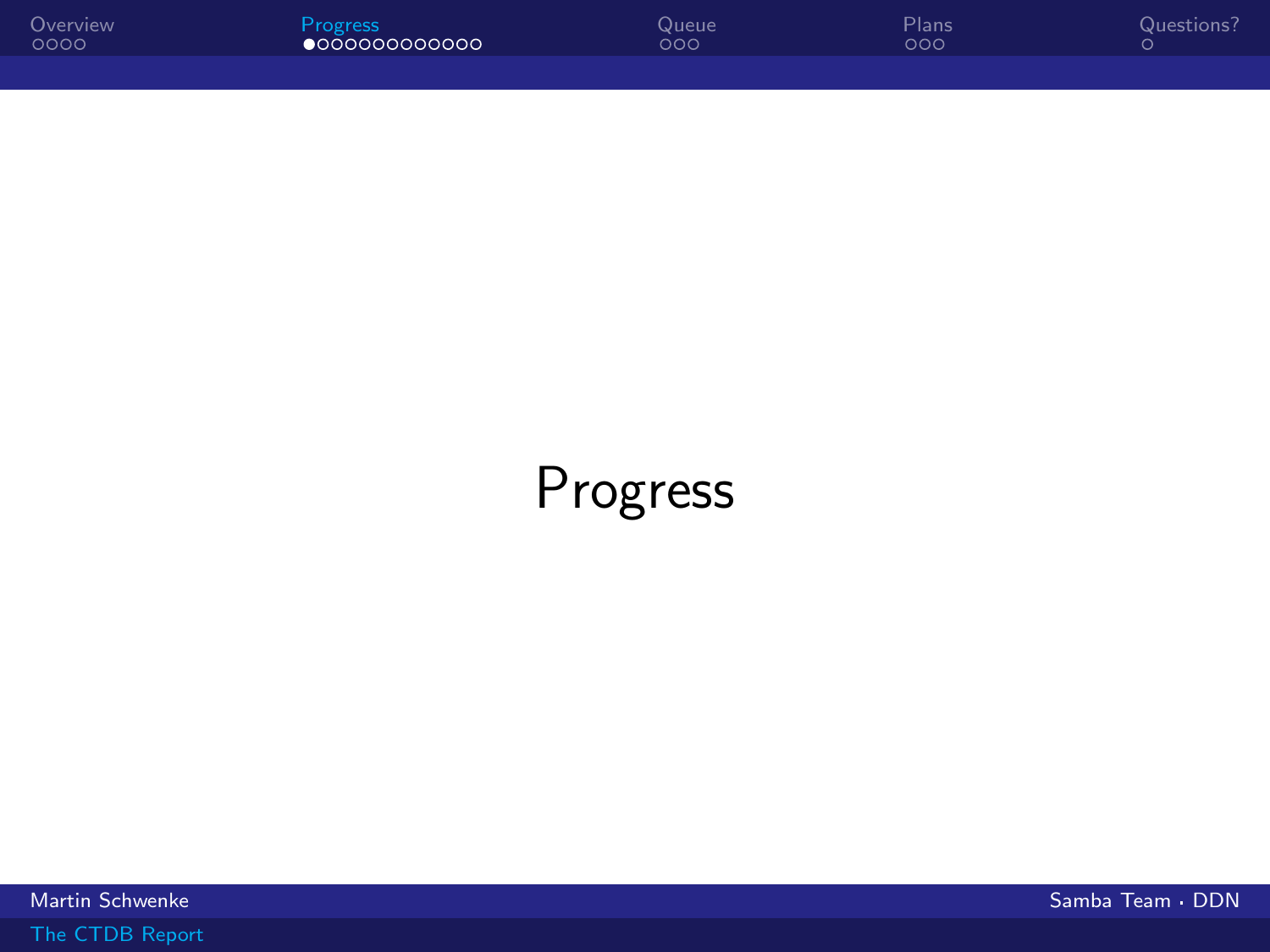# Progress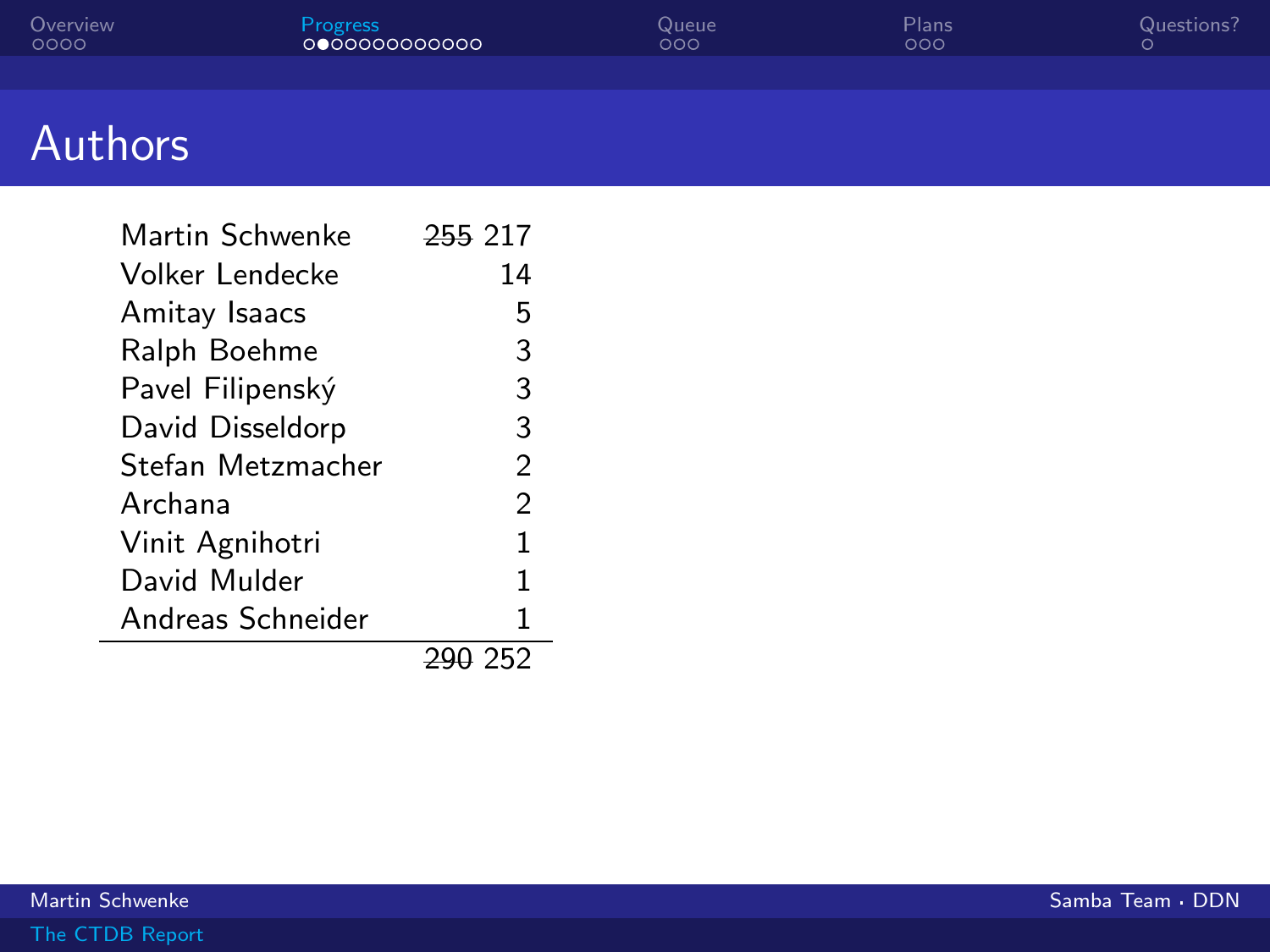# Authors

| Author | Commits |
|---|---|
| Martin Schwenke | ~~255~~ 217 |
| Volker Lendecke | 14 |
| Amitay Isaacs | 5 |
| Ralph Boehme | 3 |
| Pavel Filipenský | 3 |
| David Disseldorp | 3 |
| Stefan Metzmacher | 2 |
| Archana | 2 |
| Vinit Agnihotri | 1 |
| David Mulder | 1 |
| Andreas Schneider | 1 |
| | ~~290~~ 252 |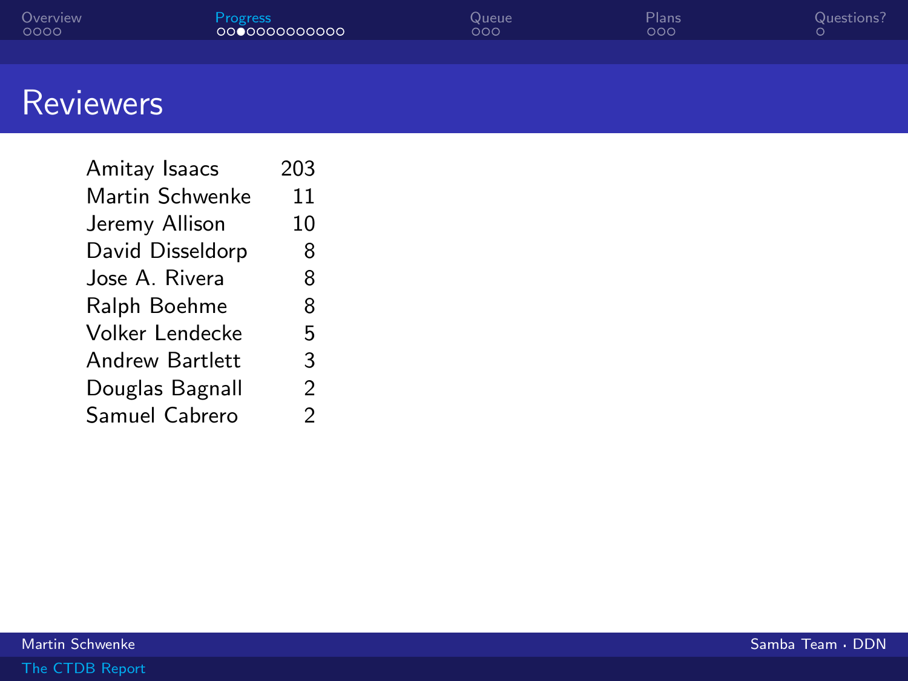# Reviewers

| | |
|---|---|
| Amitay Isaacs | 203 |
| Martin Schwenke | 11 |
| Jeremy Allison | 10 |
| David Disseldorp | 8 |
| Jose A. Rivera | 8 |
| Ralph Boehme | 8 |
| Volker Lendecke | 5 |
| Andrew Bartlett | 3 |
| Douglas Bagnall | 2 |
| Samuel Cabrero | 2 |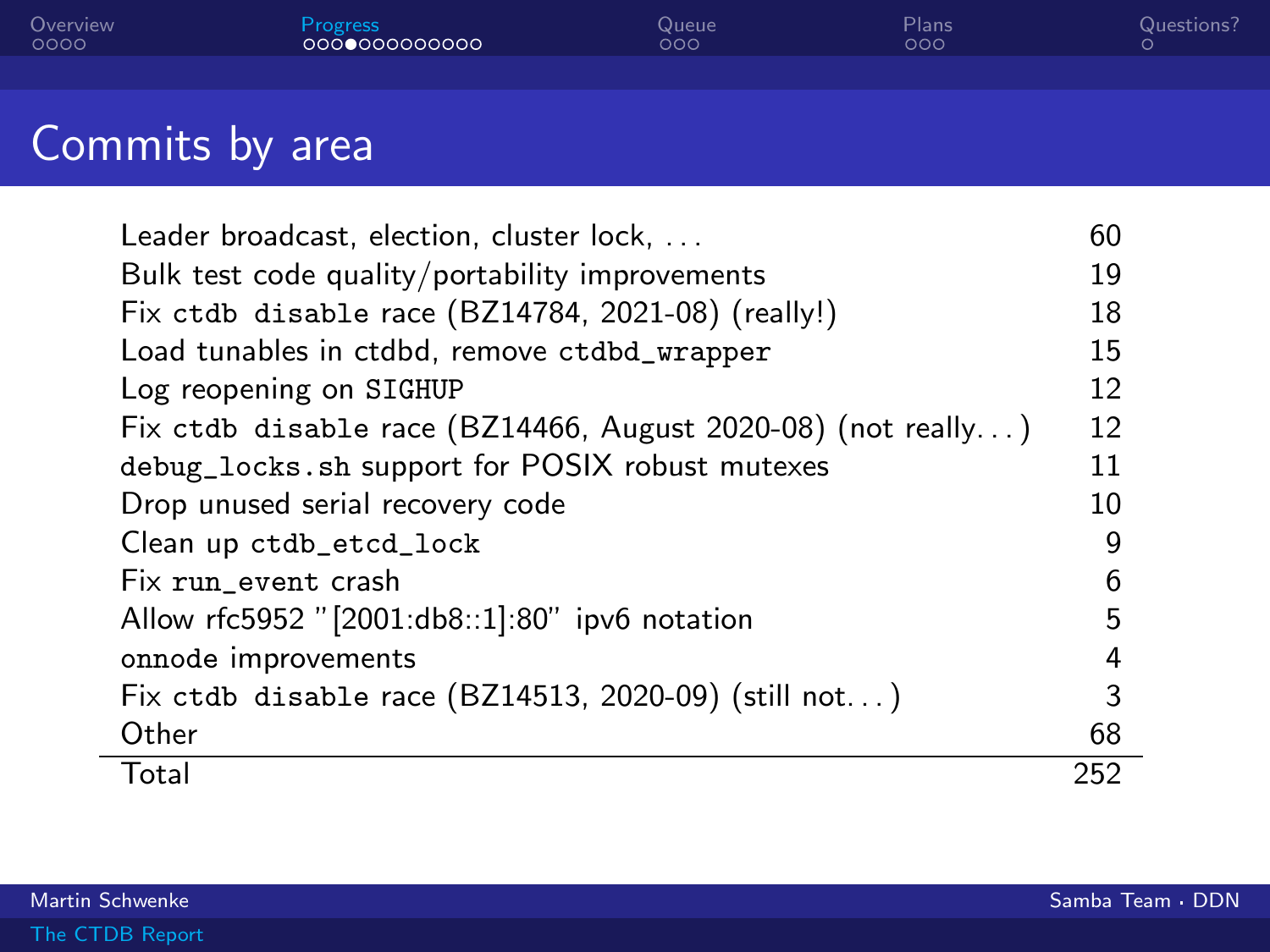# Commits by area

| Area | Commits |
|---|---|
| Leader broadcast, election, cluster lock, ... | 60 |
| Bulk test code quality/portability improvements | 19 |
| Fix `ctdb disable` race (BZ14784, 2021-08) (really!) | 18 |
| Load tunables in ctdbd, remove `ctdbd_wrapper` | 15 |
| Log reopening on `SIGHUP` | 12 |
| Fix `ctdb disable` race (BZ14466, August 2020-08) (not really...) | 12 |
| `debug_locks.sh` support for POSIX robust mutexes | 11 |
| Drop unused serial recovery code | 10 |
| Clean up `ctdb_etcd_lock` | 9 |
| Fix `run_event` crash | 6 |
| Allow rfc5952 "[2001:db8::1]:80" ipv6 notation | 5 |
| `onnode` improvements | 4 |
| Fix `ctdb disable` race (BZ14513, 2020-09) (still not...) | 3 |
| Other | 68 |
| Total | 252 |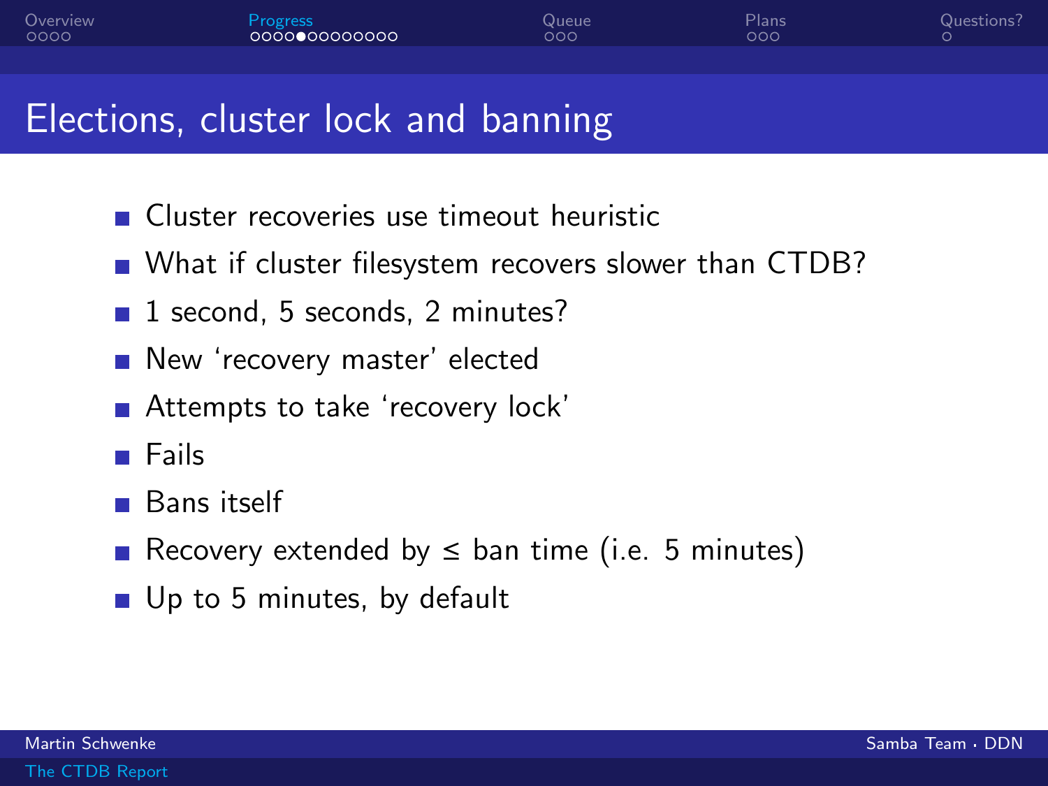# Elections, cluster lock and banning

- Cluster recoveries use timeout heuristic
- What if cluster filesystem recovers slower than CTDB?
- 1 second, 5 seconds, 2 minutes?
- New ‘recovery master’ elected
- Attempts to take ‘recovery lock’
- Fails
- Bans itself
- Recovery extended by ≤ ban time (i.e. 5 minutes)
- Up to 5 minutes, by default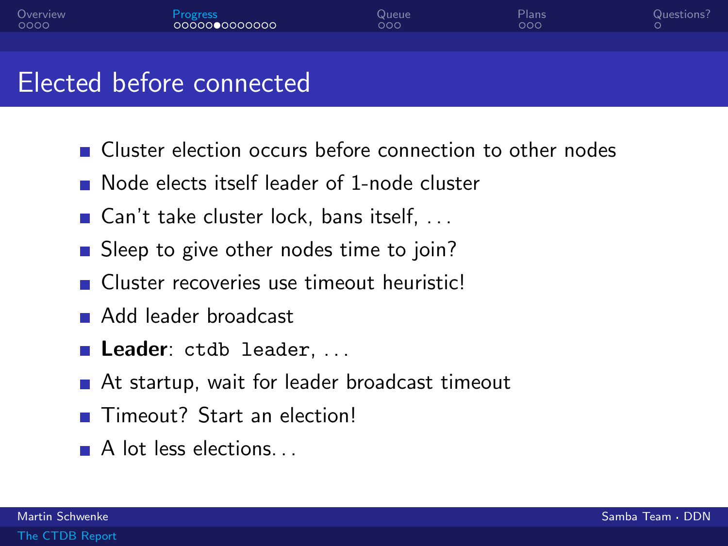# Elected before connected

- Cluster election occurs before connection to other nodes
- Node elects itself leader of 1-node cluster
- Can't take cluster lock, bans itself, ...
- Sleep to give other nodes time to join?
- Cluster recoveries use timeout heuristic!
- Add leader broadcast
- **Leader**: `ctdb leader`, ...
- At startup, wait for leader broadcast timeout
- Timeout? Start an election!
- A lot less elections...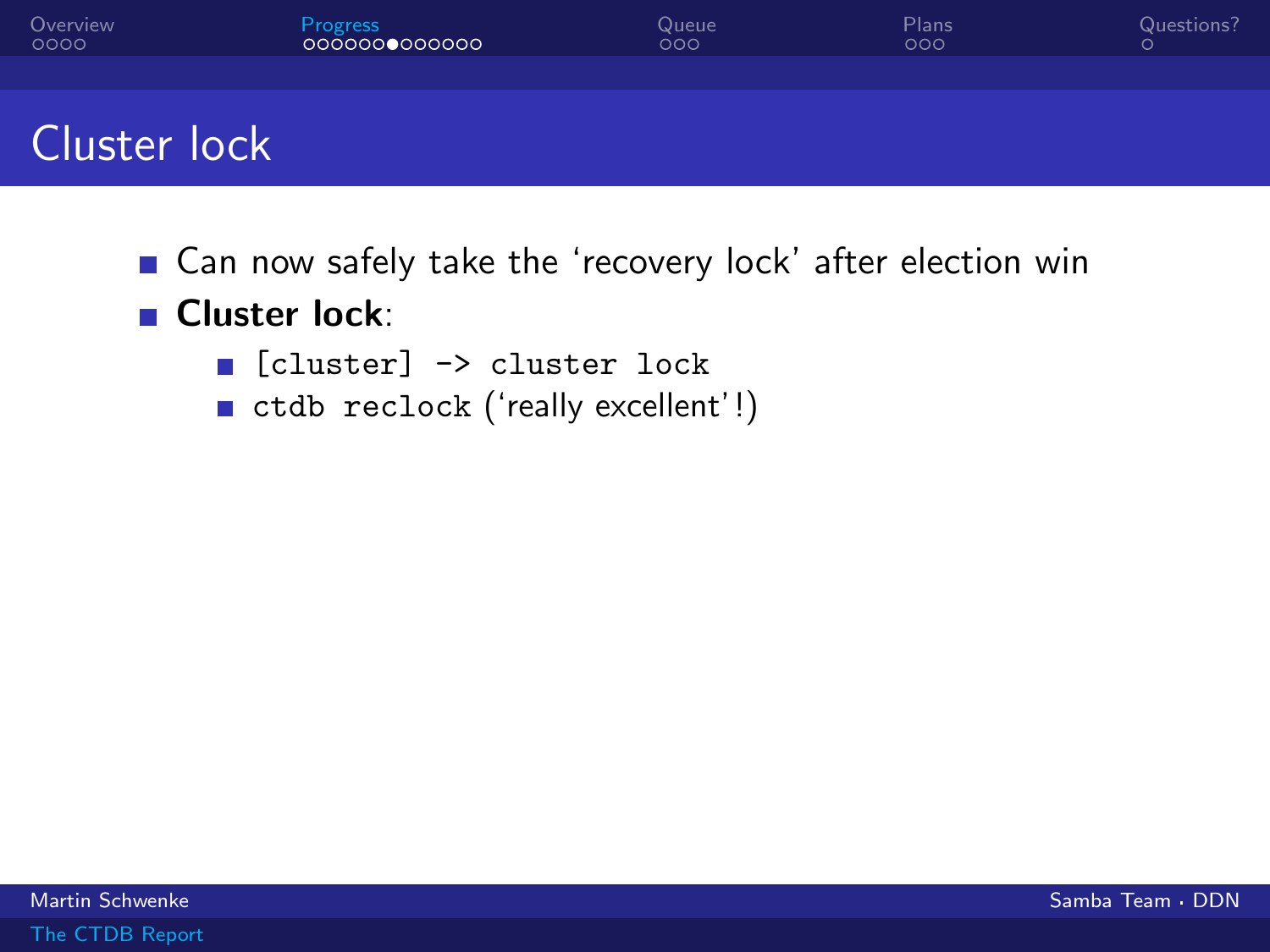# Cluster lock

- Can now safely take the ‘recovery lock’ after election win
- **Cluster lock**:
  - `[cluster] -> cluster lock`
  - `ctdb reclock` (‘really excellent’!)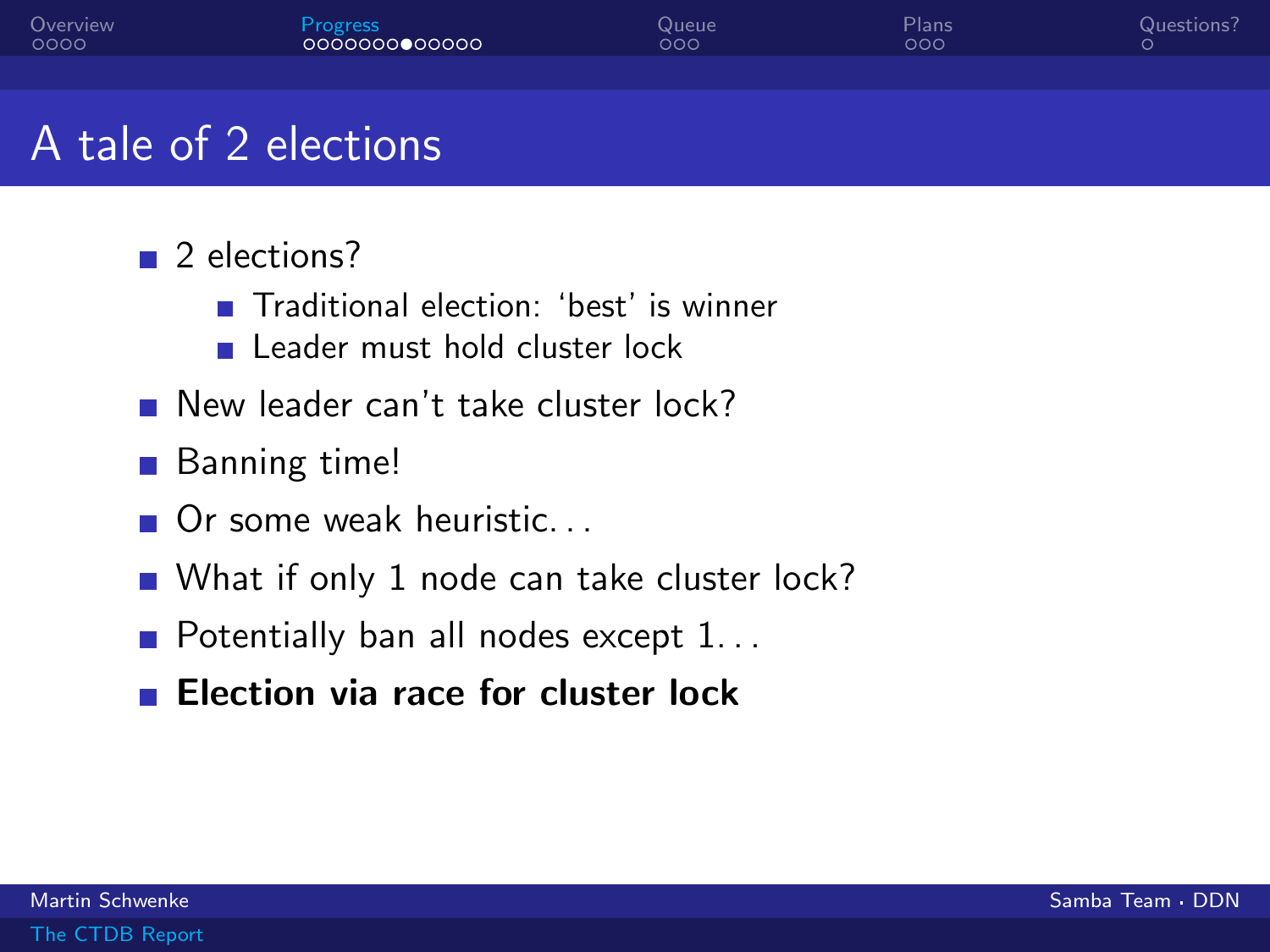# A tale of 2 elections

- 2 elections?
  - Traditional election: ‘best’ is winner
  - Leader must hold cluster lock
- New leader can’t take cluster lock?
- Banning time!
- Or some weak heuristic...
- What if only 1 node can take cluster lock?
- Potentially ban all nodes except 1...
- **Election via race for cluster lock**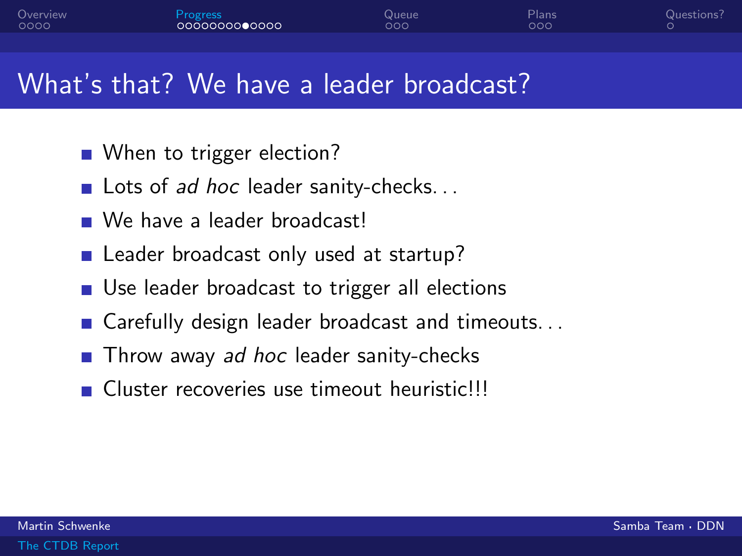# What's that? We have a leader broadcast?

- When to trigger election?
- Lots of *ad hoc* leader sanity-checks...
- We have a leader broadcast!
- Leader broadcast only used at startup?
- Use leader broadcast to trigger all elections
- Carefully design leader broadcast and timeouts...
- Throw away *ad hoc* leader sanity-checks
- Cluster recoveries use timeout heuristic!!!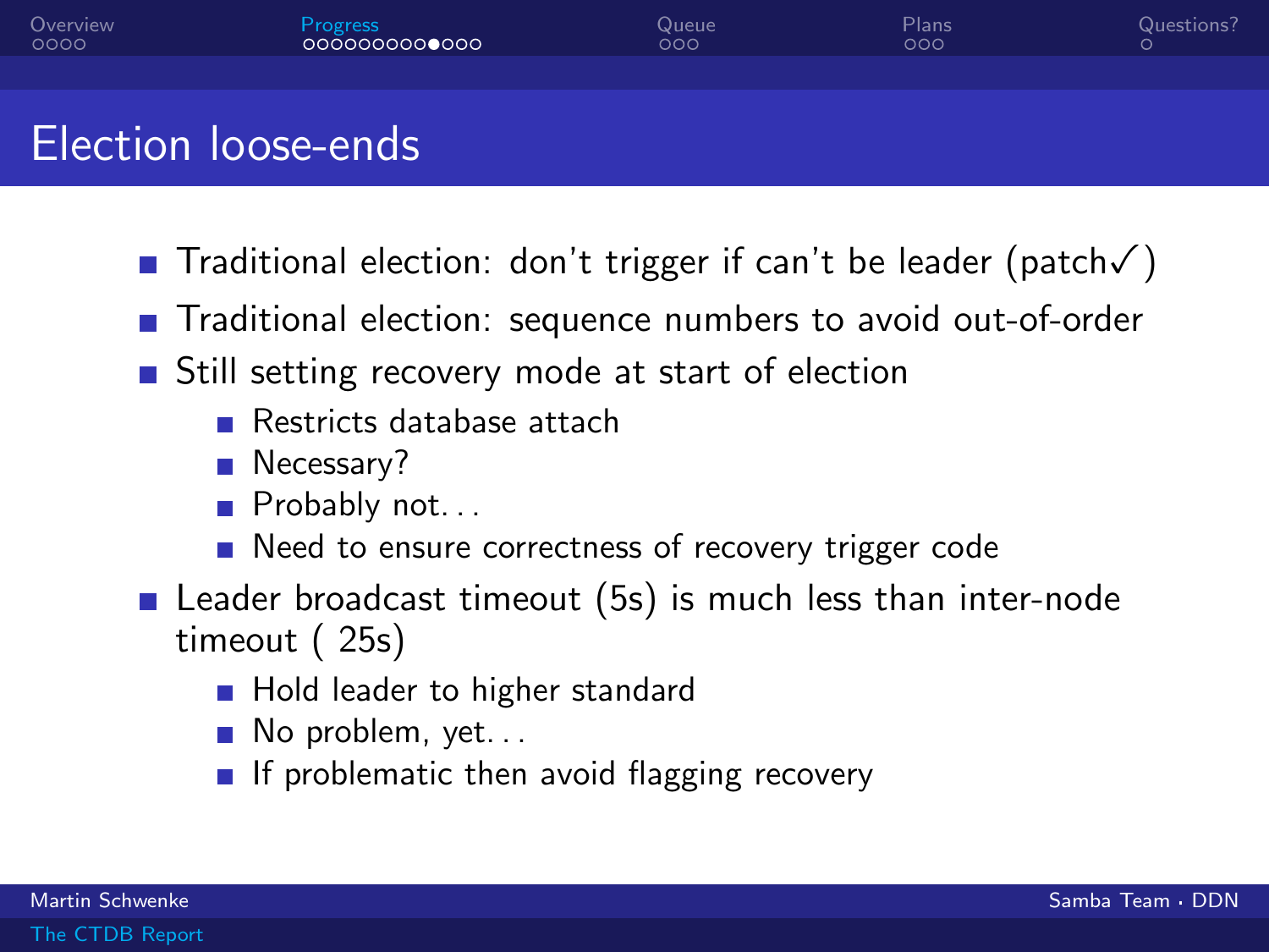# Election loose-ends

- Traditional election: don't trigger if can't be leader (patch✓)
- Traditional election: sequence numbers to avoid out-of-order
- Still setting recovery mode at start of election
  - Restricts database attach
  - Necessary?
  - Probably not...
  - Need to ensure correctness of recovery trigger code
- Leader broadcast timeout (5s) is much less than inter-node timeout ( 25s)
  - Hold leader to higher standard
  - No problem, yet...
  - If problematic then avoid flagging recovery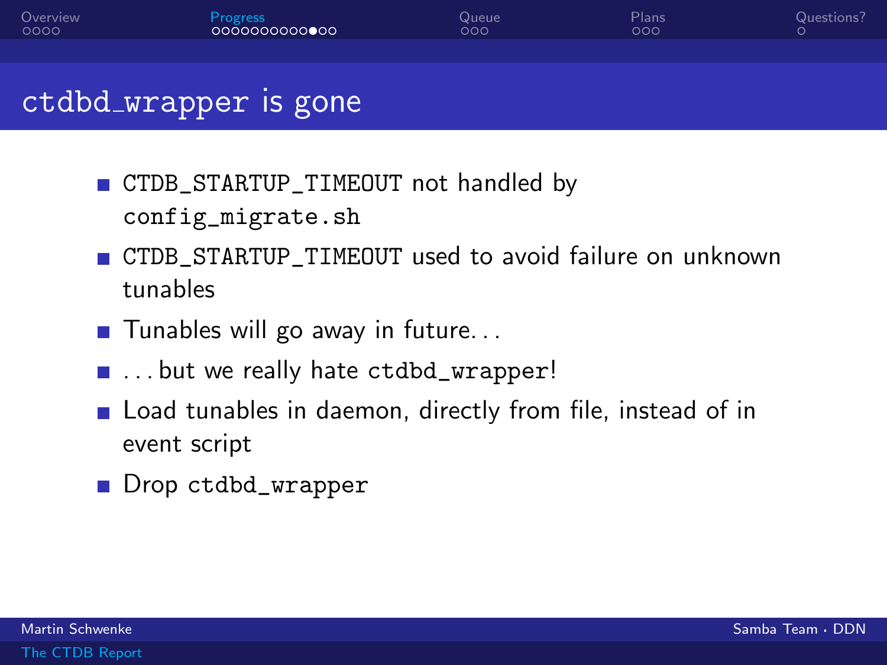# `ctdbd_wrapper` is gone

- `CTDB_STARTUP_TIMEOUT` not handled by `config_migrate.sh`
- `CTDB_STARTUP_TIMEOUT` used to avoid failure on unknown tunables
- Tunables will go away in future...
- ...but we really hate `ctdbd_wrapper`!
- Load tunables in daemon, directly from file, instead of in event script
- Drop `ctdbd_wrapper`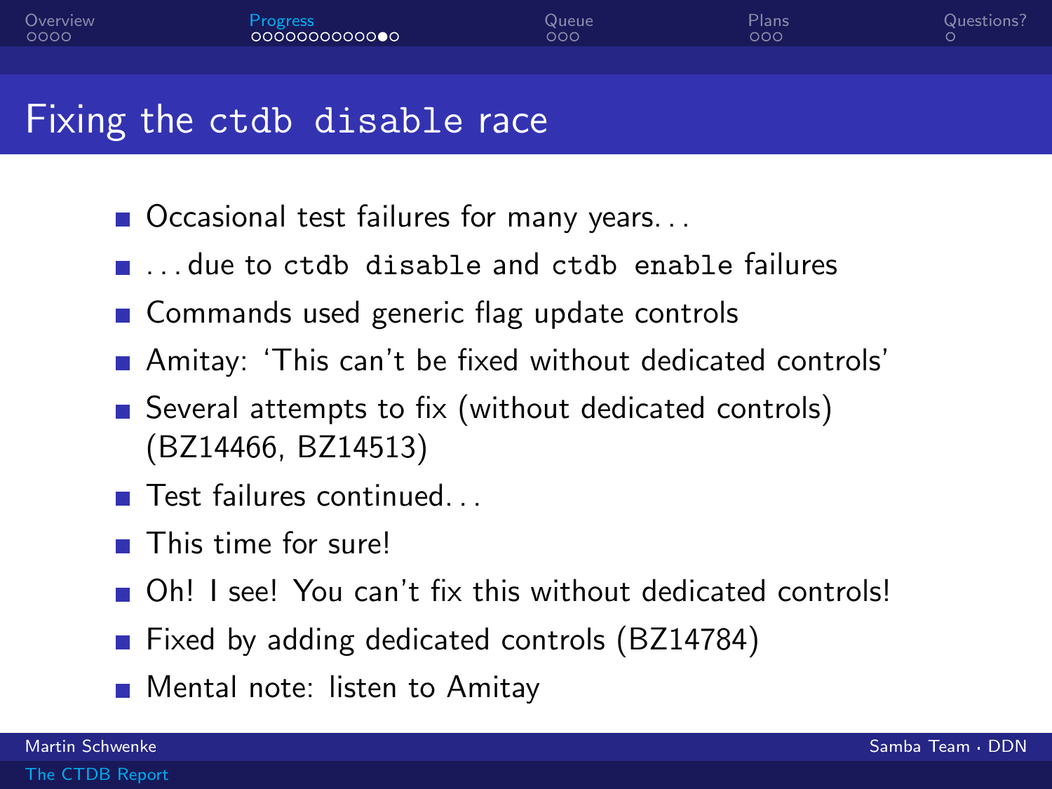# Fixing the `ctdb disable` race

- Occasional test failures for many years...
- ...due to `ctdb disable` and `ctdb enable` failures
- Commands used generic flag update controls
- Amitay: 'This can't be fixed without dedicated controls'
- Several attempts to fix (without dedicated controls) (BZ14466, BZ14513)
- Test failures continued...
- This time for sure!
- Oh! I see! You can't fix this without dedicated controls!
- Fixed by adding dedicated controls (BZ14784)
- Mental note: listen to Amitay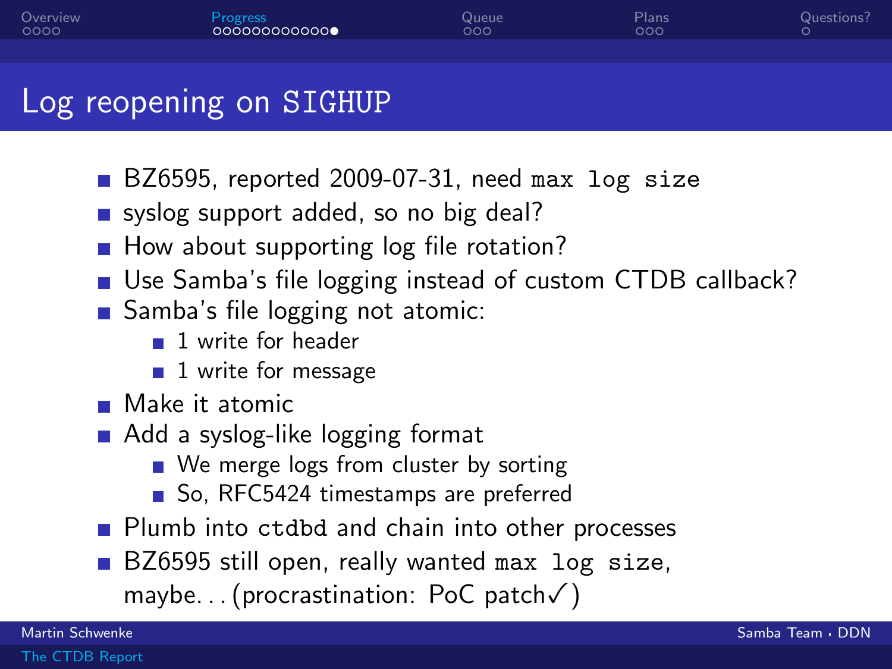# Log reopening on `SIGHUP`

- BZ6595, reported 2009-07-31, need `max log size`
- syslog support added, so no big deal?
- How about supporting log file rotation?
- Use Samba's file logging instead of custom CTDB callback?
- Samba's file logging not atomic:
  - 1 write for header
  - 1 write for message
- Make it atomic
- Add a syslog-like logging format
  - We merge logs from cluster by sorting
  - So, RFC5424 timestamps are preferred
- Plumb into `ctdbd` and chain into other processes
- BZ6595 still open, really wanted `max log size`, maybe. . . (procrastination: PoC patch✓)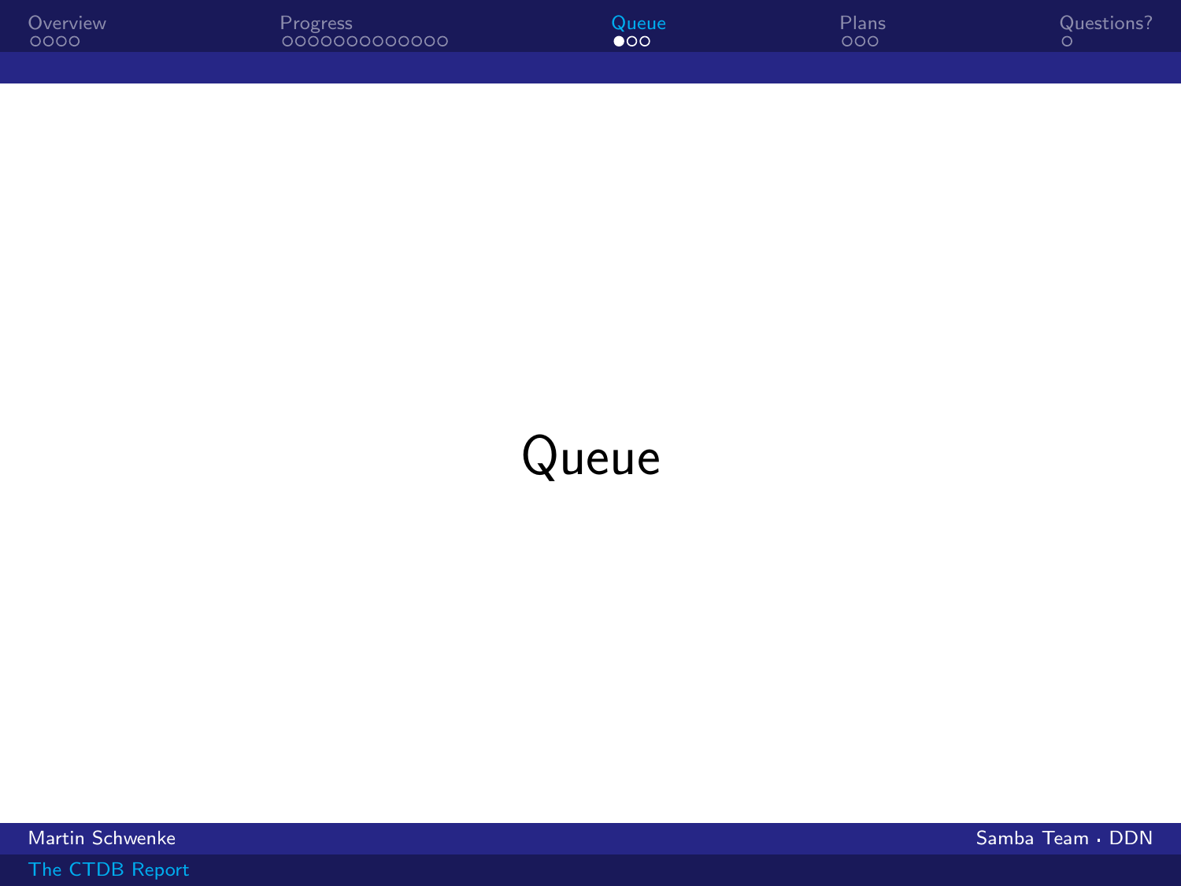# Queue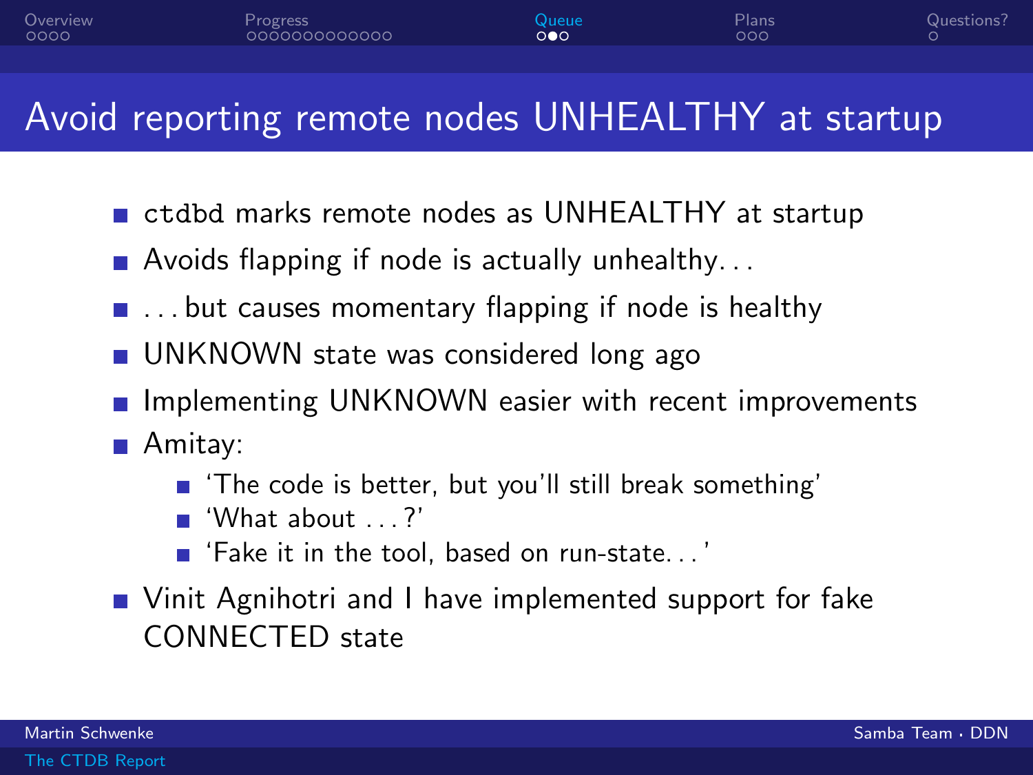# Avoid reporting remote nodes UNHEALTHY at startup

- `ctdbd` marks remote nodes as UNHEALTHY at startup
- Avoids flapping if node is actually unhealthy...
- ...but causes momentary flapping if node is healthy
- UNKNOWN state was considered long ago
- Implementing UNKNOWN easier with recent improvements
- Amitay:
  - 'The code is better, but you'll still break something'
  - 'What about ...?'
  - 'Fake it in the tool, based on run-state...'
- Vinit Agnihotri and I have implemented support for fake CONNECTED state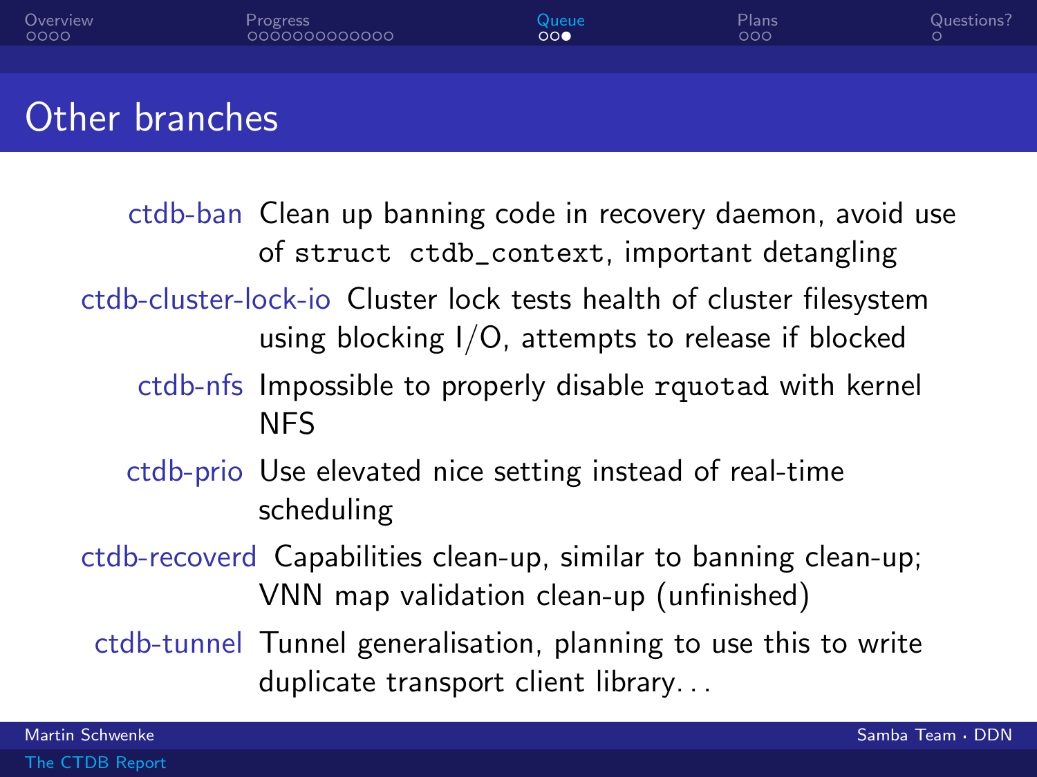# Other branches

- **ctdb-ban**: Clean up banning code in recovery daemon, avoid use of `struct ctdb_context`, important detangling
- **ctdb-cluster-lock-io**: Cluster lock tests health of cluster filesystem using blocking I/O, attempts to release if blocked
- **ctdb-nfs**: Impossible to properly disable `rquotad` with kernel NFS
- **ctdb-prio**: Use elevated nice setting instead of real-time scheduling
- **ctdb-recoverd**: Capabilities clean-up, similar to banning clean-up; VNN map validation clean-up (unfinished)
- **ctdb-tunnel**: Tunnel generalisation, planning to use this to write duplicate transport client library...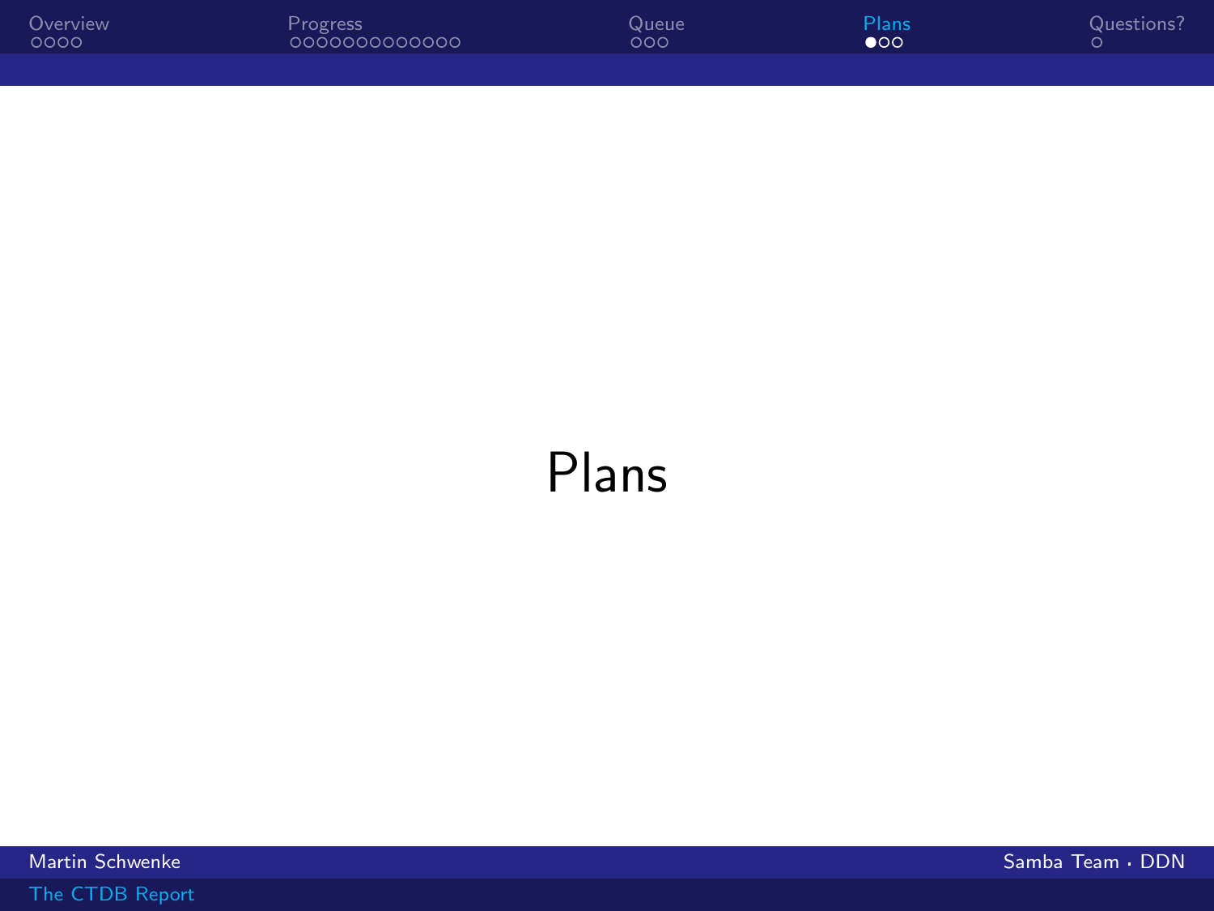# Plans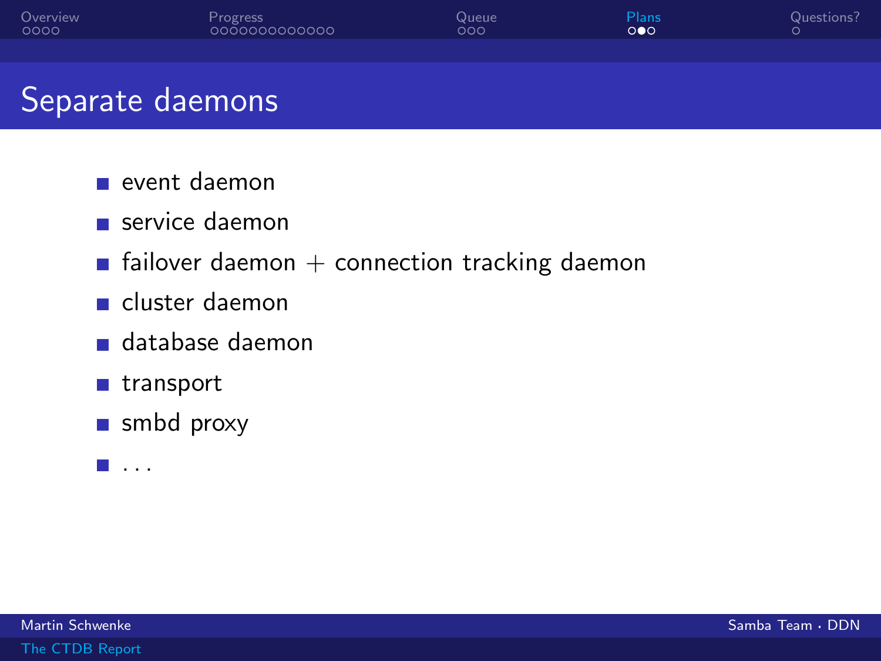## Separate daemons

- event daemon
- service daemon
- failover daemon + connection tracking daemon
- cluster daemon
- database daemon
- transport
- smbd proxy
- ...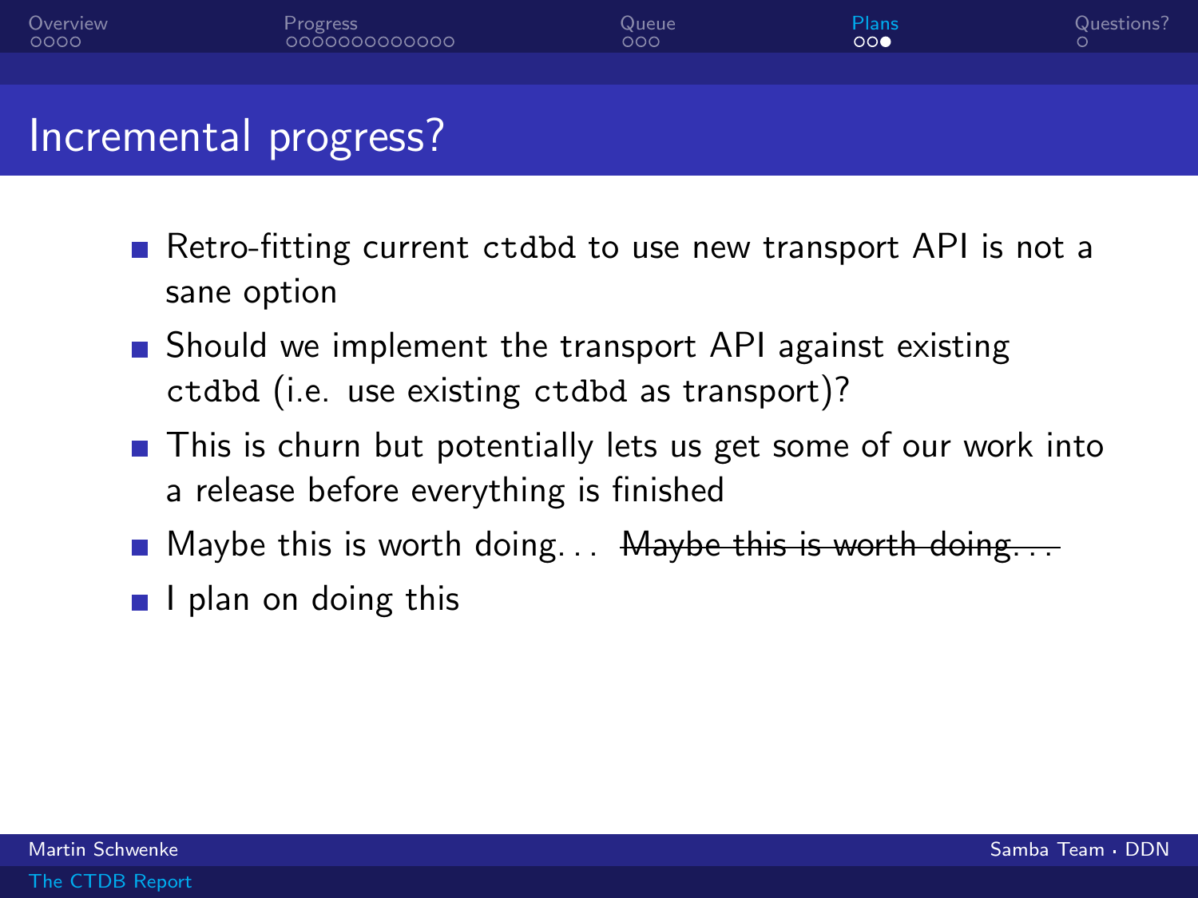# Incremental progress?

- Retro-fitting current `ctdbd` to use new transport API is not a sane option
- Should we implement the transport API against existing `ctdbd` (i.e. use existing `ctdbd` as transport)?
- This is churn but potentially lets us get some of our work into a release before everything is finished
- Maybe this is worth doing. . . ~~Maybe this is worth doing. . .~~
- I plan on doing this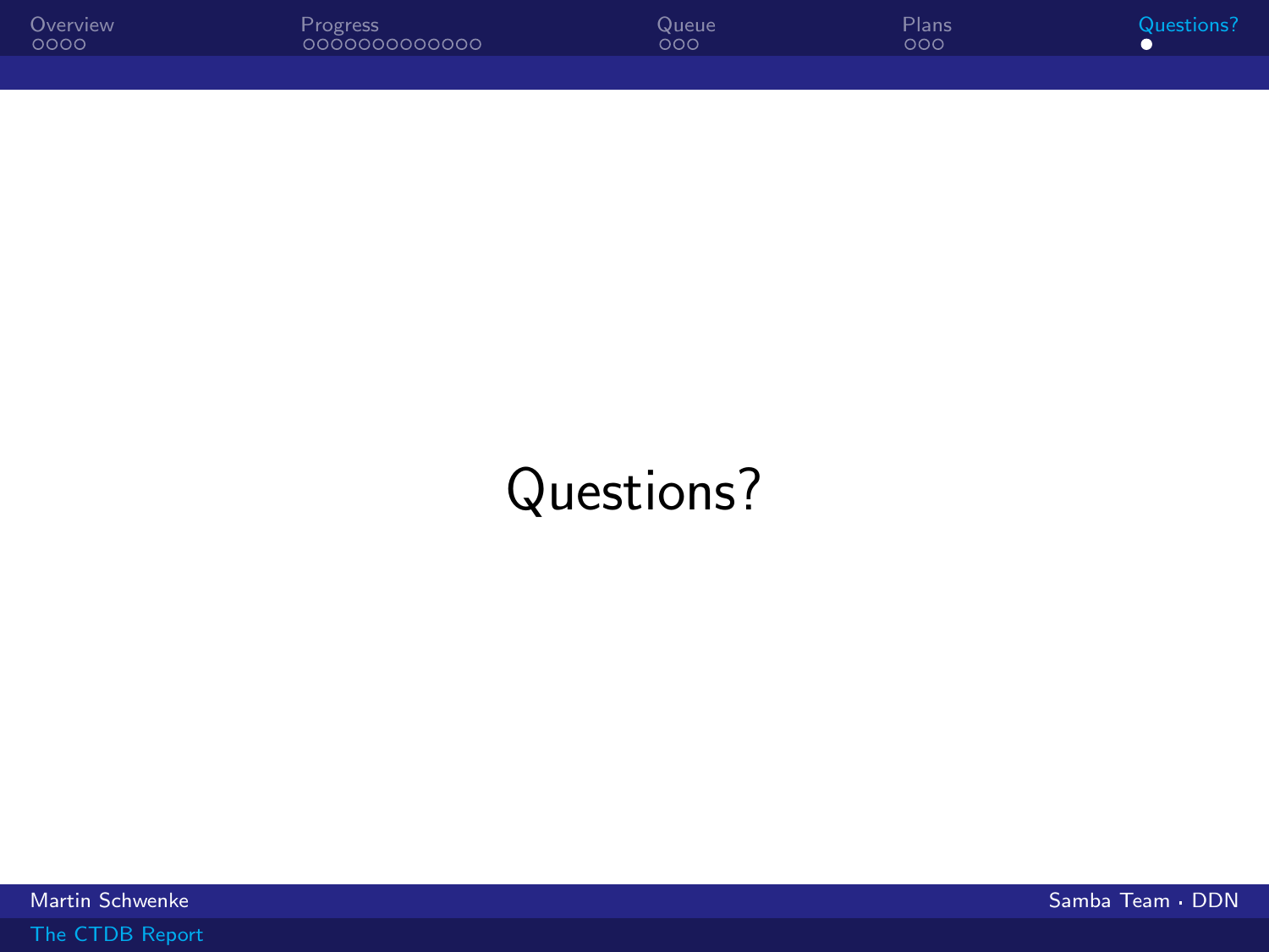# Questions?